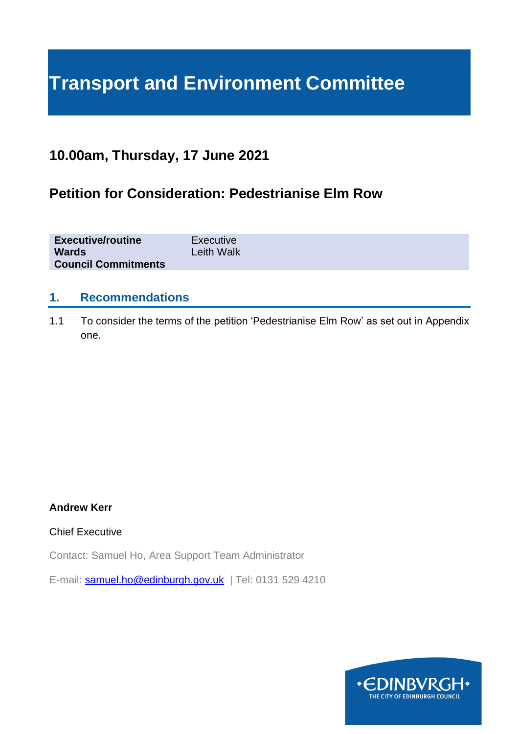# Transport and Environment Committee

## 10.00am, Thursday, 17 June 2021

## Petition for Consideration: Pedestrianise Elm Row

| | |
|---|---|
| **Executive/routine** | Executive |
| **Wards** | Leith Walk |
| **Council Commitments** | |

## 1. Recommendations

1.1 To consider the terms of the petition 'Pedestrianise Elm Row' as set out in Appendix one.

**Andrew Kerr**

Chief Executive

Contact: Samuel Ho, Area Support Team Administrator

E-mail: samuel.ho@edinburgh.gov.uk | Tel: 0131 529 4210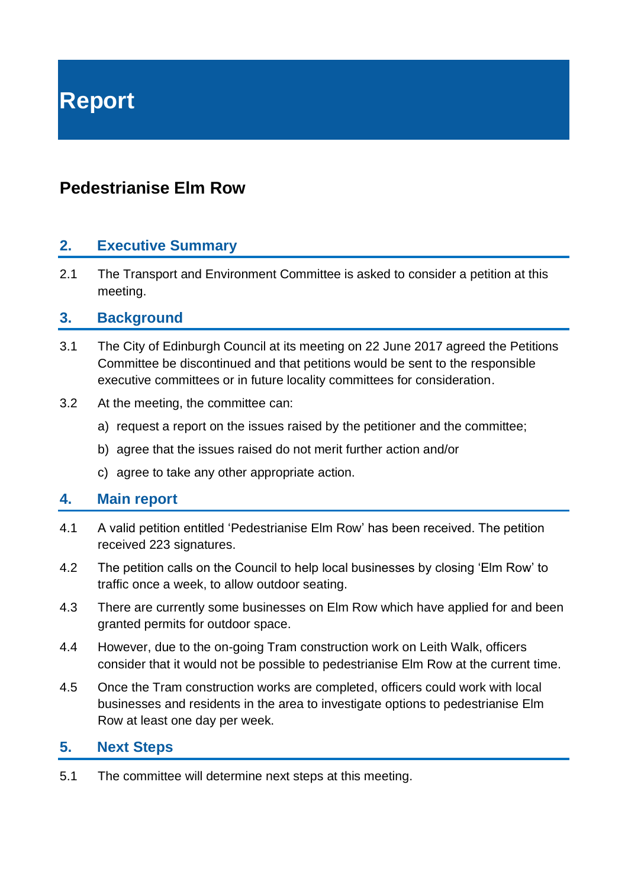# Report

## Pedestrianise Elm Row

### 2. Executive Summary

2.1 The Transport and Environment Committee is asked to consider a petition at this meeting.

### 3. Background

3.1 The City of Edinburgh Council at its meeting on 22 June 2017 agreed the Petitions Committee be discontinued and that petitions would be sent to the responsible executive committees or in future locality committees for consideration.

3.2 At the meeting, the committee can:

a) request a report on the issues raised by the petitioner and the committee;

b) agree that the issues raised do not merit further action and/or

c) agree to take any other appropriate action.

### 4. Main report

4.1 A valid petition entitled 'Pedestrianise Elm Row' has been received. The petition received 223 signatures.

4.2 The petition calls on the Council to help local businesses by closing 'Elm Row' to traffic once a week, to allow outdoor seating.

4.3 There are currently some businesses on Elm Row which have applied for and been granted permits for outdoor space.

4.4 However, due to the on-going Tram construction work on Leith Walk, officers consider that it would not be possible to pedestrianise Elm Row at the current time.

4.5 Once the Tram construction works are completed, officers could work with local businesses and residents in the area to investigate options to pedestrianise Elm Row at least one day per week.

### 5. Next Steps

5.1 The committee will determine next steps at this meeting.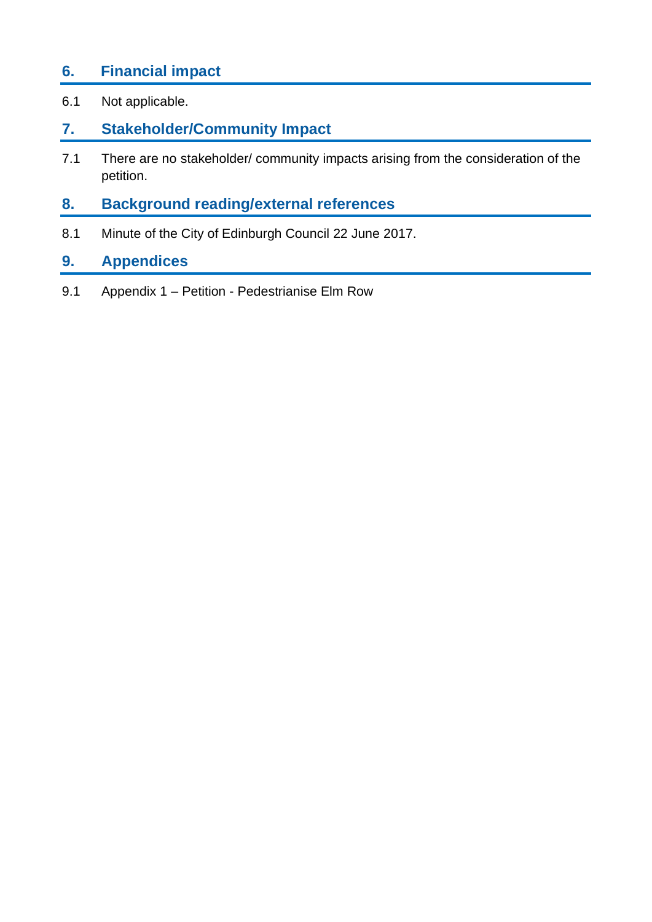## 6. Financial impact

6.1 Not applicable.

## 7. Stakeholder/Community Impact

7.1 There are no stakeholder/ community impacts arising from the consideration of the petition.

## 8. Background reading/external references

8.1 Minute of the City of Edinburgh Council 22 June 2017.

## 9. Appendices

9.1 Appendix 1 – Petition - Pedestrianise Elm Row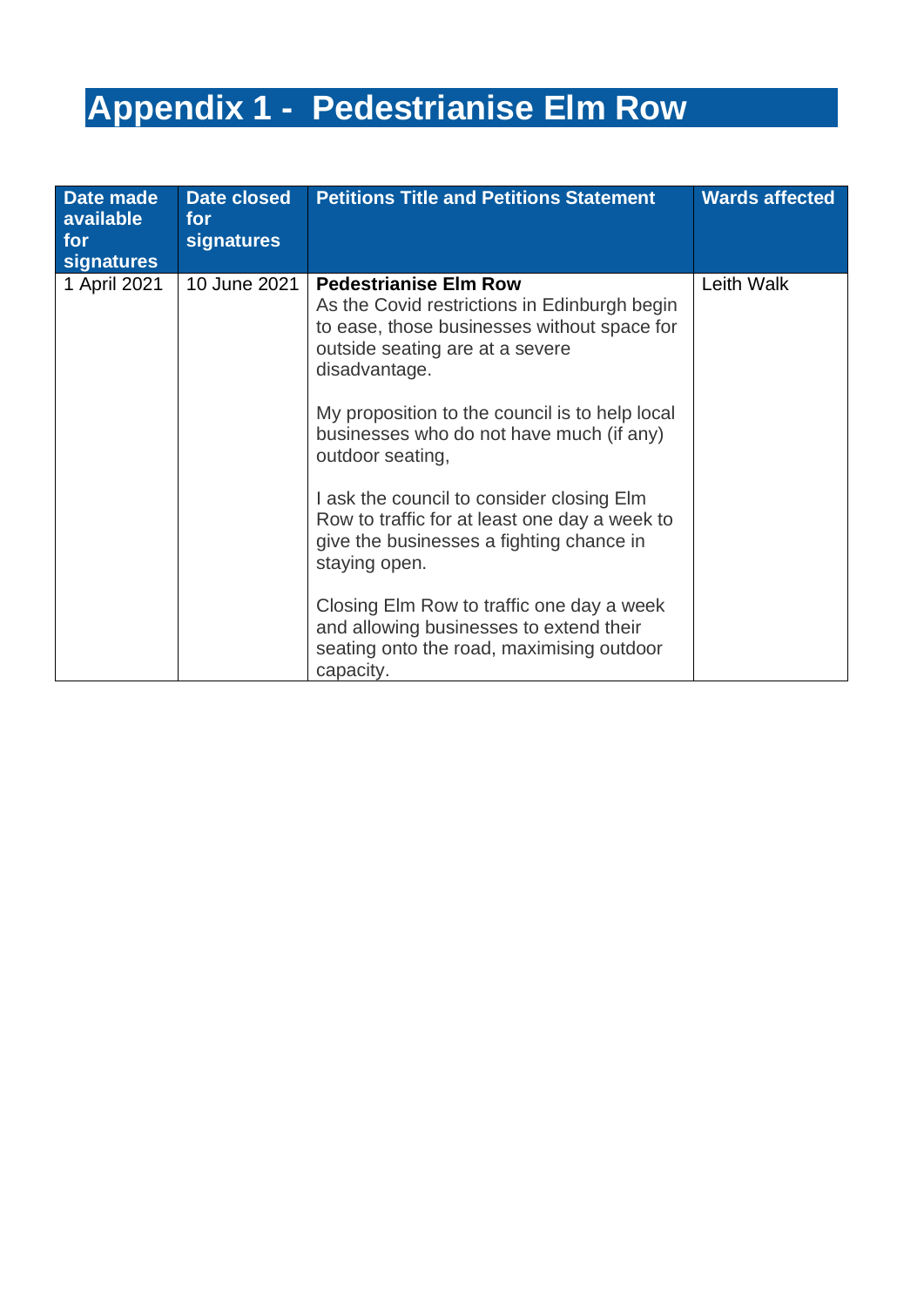# Appendix 1 - Pedestrianise Elm Row

| Date made available for signatures | Date closed for signatures | Petitions Title and Petitions Statement | Wards affected |
|---|---|---|---|
| 1 April 2021 | 10 June 2021 | **Pedestrianise Elm Row**<br>As the Covid restrictions in Edinburgh begin to ease, those businesses without space for outside seating are at a severe disadvantage.<br><br>My proposition to the council is to help local businesses who do not have much (if any) outdoor seating,<br><br>I ask the council to consider closing Elm Row to traffic for at least one day a week to give the businesses a fighting chance in staying open.<br><br>Closing Elm Row to traffic one day a week and allowing businesses to extend their seating onto the road, maximising outdoor capacity. | Leith Walk |